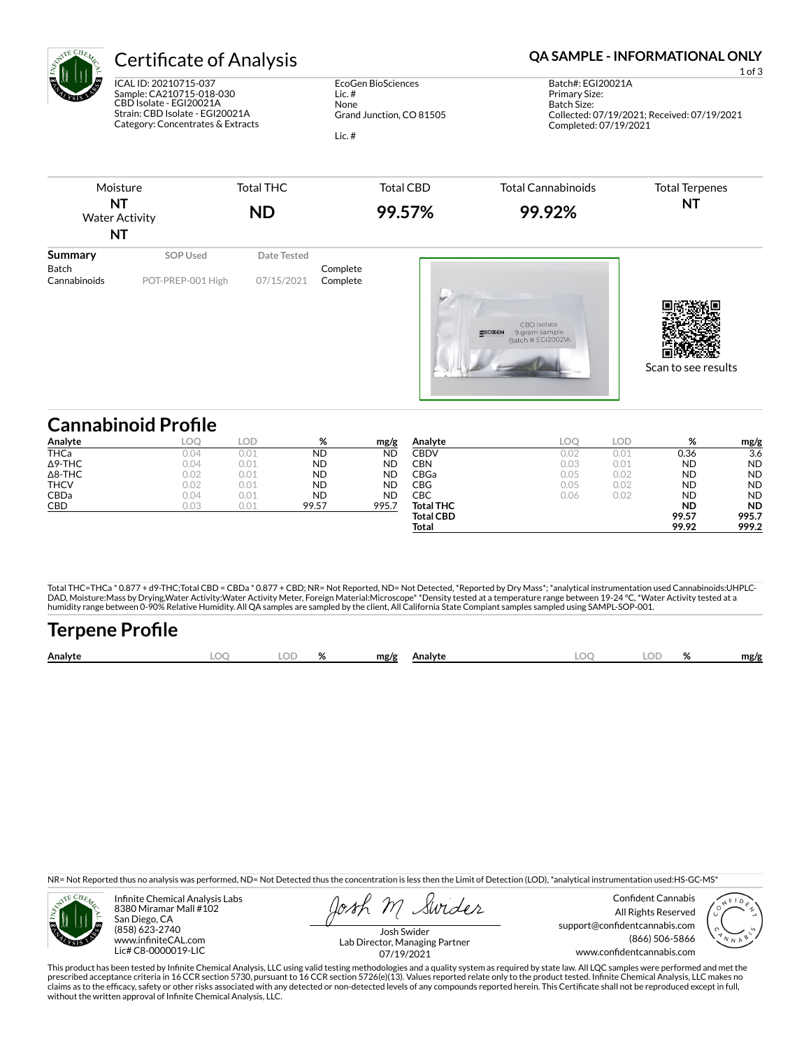# Certificate of Analysis

**QA SAMPLE - INFORMATIONAL ONLY**

ICAL ID: 20210715-037
Sample: CA210715-018-030
CBD Isolate - EGI20021A
Strain: CBD Isolate - EGI20021A
Category: Concentrates & Extracts

EcoGen BioSciences
Lic. #
None
Grand Junction, CO 81505

Lic. #

Batch#: EGI20021A
Primary Size:
Batch Size:
Collected: 07/19/2021; Received: 07/19/2021
Completed: 07/19/2021

| Moisture | Total THC | Total CBD | Total Cannabinoids | Total Terpenes |
|---|---|---|---|---|
| **NT** | **ND** | **99.57%** | **99.92%** | **NT** |
| Water Activity **NT** | | | | |

| Summary | SOP Used | Date Tested | |
|---|---|---|---|
| Batch | | | Complete |
| Cannabinoids | POT-PREP-001 High | 07/15/2021 | Complete |

Scan to see results

## Cannabinoid Profile

| Analyte | LOQ | LOD | % | mg/g |
|---|---|---|---|---|
| THCa | 0.04 | 0.01 | ND | ND |
| Δ9-THC | 0.04 | 0.01 | ND | ND |
| Δ8-THC | 0.02 | 0.01 | ND | ND |
| THCV | 0.02 | 0.01 | ND | ND |
| CBDa | 0.04 | 0.01 | ND | ND |
| CBD | 0.03 | 0.01 | 99.57 | 995.7 |
| CBDV | 0.02 | 0.01 | 0.36 | 3.6 |
| CBN | 0.03 | 0.01 | ND | ND |
| CBGa | 0.05 | 0.02 | ND | ND |
| CBG | 0.05 | 0.02 | ND | ND |
| CBC | 0.06 | 0.02 | ND | ND |
| **Total THC** | | | **ND** | **ND** |
| **Total CBD** | | | **99.57** | **995.7** |
| **Total** | | | **99.92** | **999.2** |

Total THC=THCa * 0.877 + d9-THC;Total CBD = CBDa * 0.877 + CBD; NR= Not Reported, ND= Not Detected, *Reported by Dry Mass*; *analytical instrumentation used Cannabinoids:UHPLC-DAD, Moisture:Mass by Drying,Water Activity:Water Activity Meter, Foreign Material:Microscope* *Density tested at a temperature range between 19-24 °C, *Water Activity tested at a humidity range between 0-90% Relative Humidity. All QA samples are sampled by the client, All California State Compiant samples sampled using SAMPL-SOP-001.

## Terpene Profile

| Analyte | LOQ | LOD | % | mg/g | Analyte | LOQ | LOD | % | mg/g |
|---|---|---|---|---|---|---|---|---|---|

NR= Not Reported thus no analysis was performed, ND= Not Detected thus the concentration is less then the Limit of Detection (LOD), *analytical instrumentation used:HS-GC-MS*

Infinite Chemical Analysis Labs
8380 Miramar Mall #102
San Diego, CA
(858) 623-2740
www.infiniteCAL.com
Lic# C8-0000019-LIC

Josh Swider
Lab Director, Managing Partner
07/19/2021

Confident Cannabis
All Rights Reserved
support@confidentcannabis.com
(866) 506-5866
www.confidentcannabis.com

This product has been tested by Infinite Chemical Analysis, LLC using valid testing methodologies and a quality system as required by state law. All LQC samples were performed and met the prescribed acceptance criteria in 16 CCR section 5730, pursuant to 16 CCR section 5726(e)(13). Values reported relate only to the product tested. Infinite Chemical Analysis, LLC makes no claims as to the efficacy, safety or other risks associated with any detected or non-detected levels of any compounds reported herein. This Certificate shall not be reproduced except in full, without the written approval of Infinite Chemical Analysis, LLC.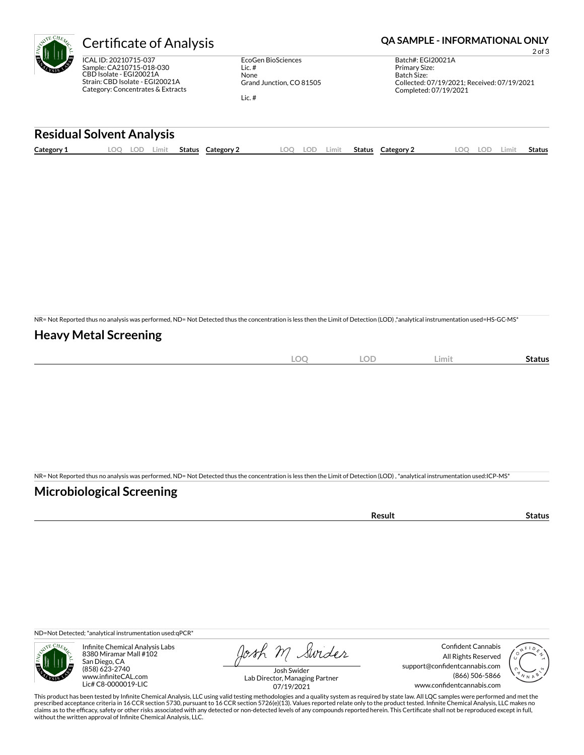# Certificate of Analysis

**QA SAMPLE - INFORMATIONAL ONLY**

ICAL ID: 20210715-037
Sample: CA210715-018-030
CBD Isolate - EGI20021A
Strain: CBD Isolate - EGI20021A
Category: Concentrates & Extracts

EcoGen BioSciences
Lic. #
None
Grand Junction, CO 81505

Lic. #

Batch#: EGI20021A
Primary Size:
Batch Size:
Collected: 07/19/2021; Received: 07/19/2021
Completed: 07/19/2021

## Residual Solvent Analysis

| Category 1 | LOQ | LOD | Limit | Status | Category 2 | LOQ | LOD | Limit | Status | Category 2 | LOQ | LOD | Limit | Status |
|---|---|---|---|---|---|---|---|---|---|---|---|---|---|---|

NR= Not Reported thus no analysis was performed, ND= Not Detected thus the concentration is less then the Limit of Detection (LOD) ,*analytical instrumentation used=HS-GC-MS*

## Heavy Metal Screening

| | LOQ | LOD | Limit | Status |
|---|---|---|---|---|

NR= Not Reported thus no analysis was performed, ND= Not Detected thus the concentration is less then the Limit of Detection (LOD) , *analytical instrumentation used:ICP-MS*

## Microbiological Screening

| | Result | Status |
|---|---|---|

ND=Not Detected; *analytical instrumentation used:qPCR*

Infinite Chemical Analysis Labs
8380 Miramar Mall #102
San Diego, CA
(858) 623-2740
www.infiniteCAL.com
Lic# C8-0000019-LIC

Josh Swider
Lab Director, Managing Partner
07/19/2021

Confident Cannabis
All Rights Reserved
support@confidentcannabis.com
(866) 506-5866
www.confidentcannabis.com

This product has been tested by Infinite Chemical Analysis, LLC using valid testing methodologies and a quality system as required by state law. All LQC samples were performed and met the prescribed acceptance criteria in 16 CCR section 5730, pursuant to 16 CCR section 5726(e)(13). Values reported relate only to the product tested. Infinite Chemical Analysis, LLC makes no claims as to the efficacy, safety or other risks associated with any detected or non-detected levels of any compounds reported herein. This Certificate shall not be reproduced except in full, without the written approval of Infinite Chemical Analysis, LLC.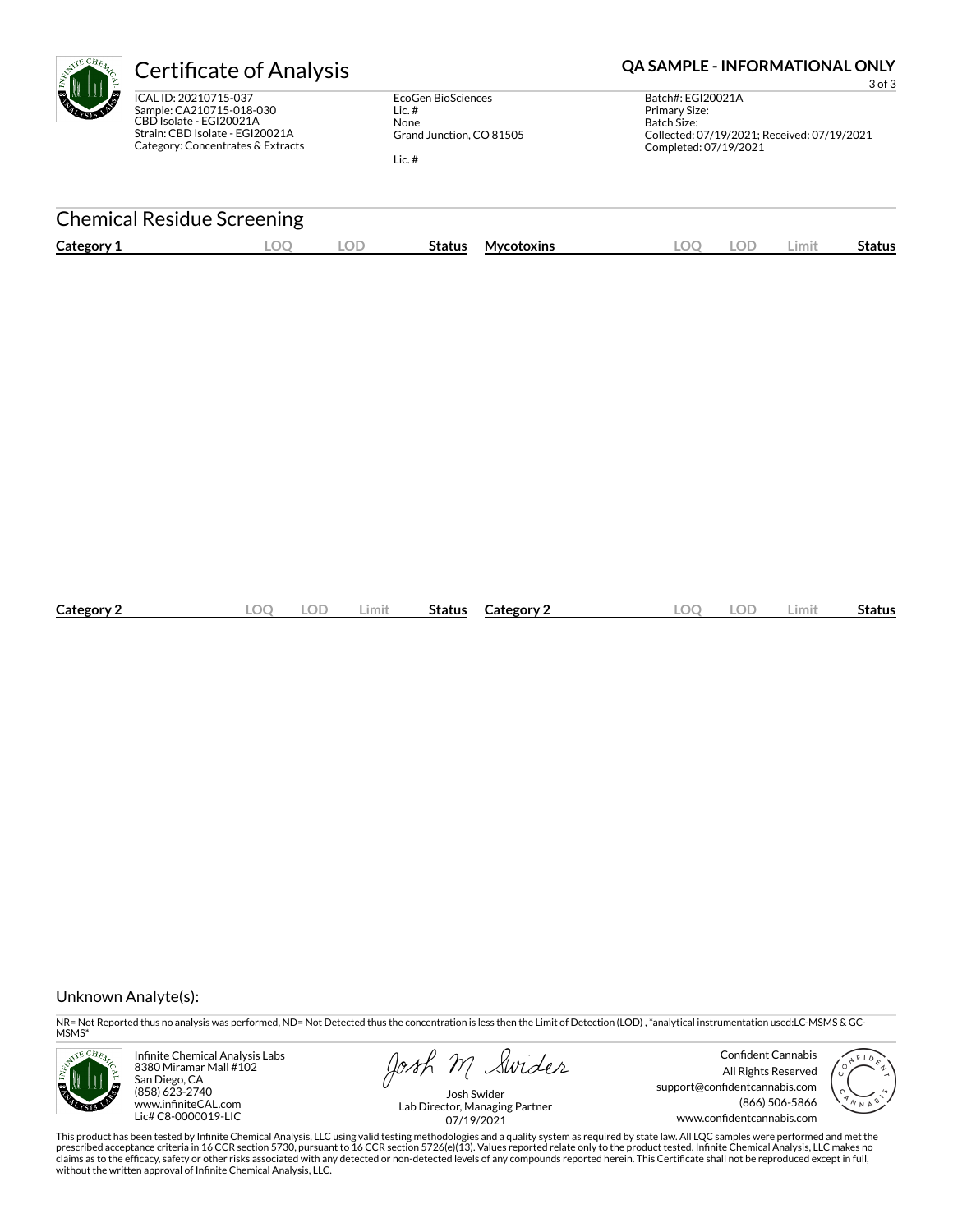# Certificate of Analysis

**QA SAMPLE - INFORMATIONAL ONLY**

ICAL ID: 20210715-037
Sample: CA210715-018-030
CBD Isolate - EGI20021A
Strain: CBD Isolate - EGI20021A
Category: Concentrates & Extracts

EcoGen BioSciences
Lic. #
None
Grand Junction, CO 81505

Lic. #

Batch#: EGI20021A
Primary Size:
Batch Size:
Collected: 07/19/2021; Received: 07/19/2021
Completed: 07/19/2021

## Chemical Residue Screening

| Category 1 | LOQ | LOD | Status | Mycotoxins | LOQ | LOD | Limit | Status |
|---|---|---|---|---|---|---|---|---|

| Category 2 | LOQ | LOD | Limit | Status | Category 2 | LOQ | LOD | Limit | Status |
|---|---|---|---|---|---|---|---|---|---|

Unknown Analyte(s):

NR= Not Reported thus no analysis was performed, ND= Not Detected thus the concentration is less then the Limit of Detection (LOD) , *analytical instrumentation used:LC-MSMS & GC-MSMS*

Infinite Chemical Analysis Labs
8380 Miramar Mall #102
San Diego, CA
(858) 623-2740
www.infiniteCAL.com
Lic# C8-0000019-LIC

Josh M Swider

Josh Swider
Lab Director, Managing Partner
07/19/2021

Confident Cannabis
All Rights Reserved
support@confidentcannabis.com
(866) 506-5866
www.confidentcannabis.com

This product has been tested by Infinite Chemical Analysis, LLC using valid testing methodologies and a quality system as required by state law. All LQC samples were performed and met the prescribed acceptance criteria in 16 CCR section 5730, pursuant to 16 CCR section 5726(e)(13). Values reported relate only to the product tested. Infinite Chemical Analysis, LLC makes no claims as to the efficacy, safety or other risks associated with any detected or non-detected levels of any compounds reported herein. This Certificate shall not be reproduced except in full, without the written approval of Infinite Chemical Analysis, LLC.